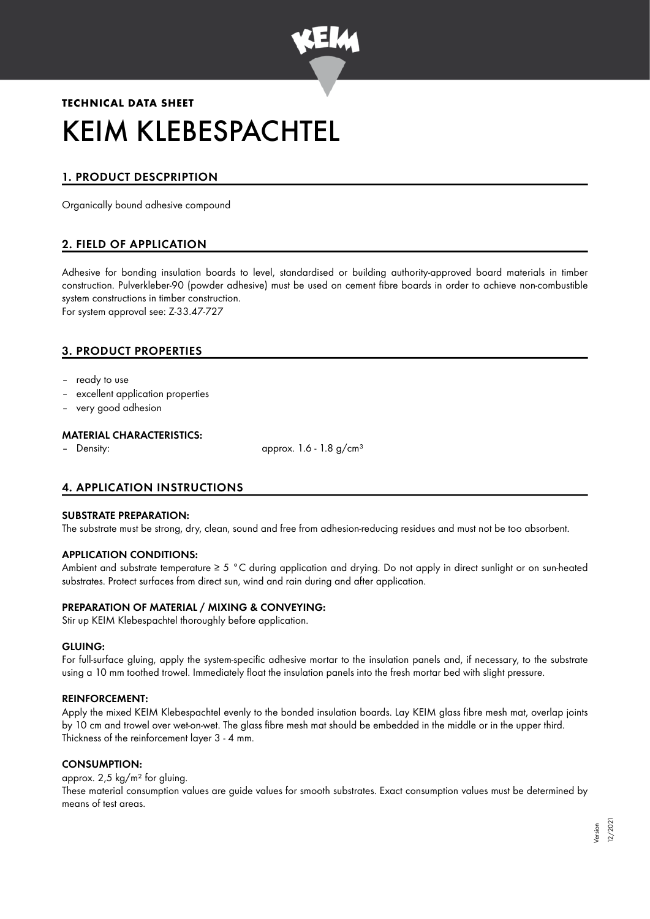**TECHNICAL DATA SHEET**

# KEIM KLEBESPACHTEL

## 1. PRODUCT DESCPRIPTION

Organically bound adhesive compound

## 2. FIELD OF APPLICATION

Adhesive for bonding insulation boards to level, standardised or building authority-approved board materials in timber construction. Pulverkleber-90 (powder adhesive) must be used on cement fibre boards in order to achieve non-combustible system constructions in timber construction.
For system approval see: Z-33.47-727

## 3. PRODUCT PROPERTIES

- ready to use
- excellent application properties
- very good adhesion

### MATERIAL CHARACTERISTICS:

- Density: approx. 1.6 - 1.8 g/cm³

## 4. APPLICATION INSTRUCTIONS

### SUBSTRATE PREPARATION:

The substrate must be strong, dry, clean, sound and free from adhesion-reducing residues and must not be too absorbent.

### APPLICATION CONDITIONS:

Ambient and substrate temperature ≥ 5 °C during application and drying. Do not apply in direct sunlight or on sun-heated substrates. Protect surfaces from direct sun, wind and rain during and after application.

### PREPARATION OF MATERIAL / MIXING & CONVEYING:

Stir up KEIM Klebespachtel thoroughly before application.

### GLUING:

For full-surface gluing, apply the system-specific adhesive mortar to the insulation panels and, if necessary, to the substrate using a 10 mm toothed trowel. Immediately float the insulation panels into the fresh mortar bed with slight pressure.

### REINFORCEMENT:

Apply the mixed KEIM Klebespachtel evenly to the bonded insulation boards. Lay KEIM glass fibre mesh mat, overlap joints by 10 cm and trowel over wet-on-wet. The glass fibre mesh mat should be embedded in the middle or in the upper third. Thickness of the reinforcement layer 3 - 4 mm.

### CONSUMPTION:

approx. 2,5 kg/m² for gluing.
These material consumption values are guide values for smooth substrates. Exact consumption values must be determined by means of test areas.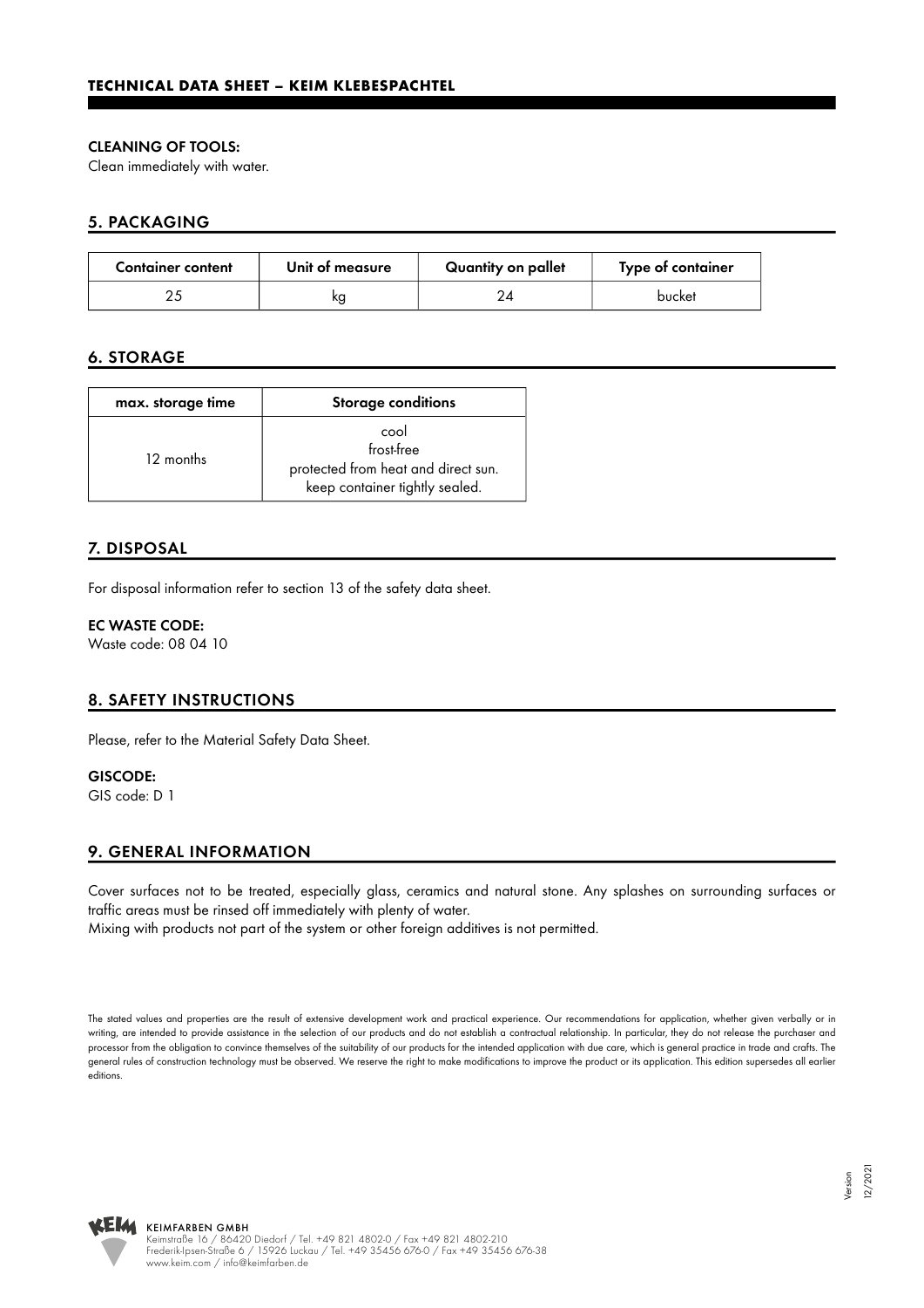**CLEANING OF TOOLS:**
Clean immediately with water.

## 5. PACKAGING

| Container content | Unit of measure | Quantity on pallet | Type of container |
|---|---|---|---|
| 25 | kg | 24 | bucket |

## 6. STORAGE

| max. storage time | Storage conditions |
|---|---|
| 12 months | cool<br>frost-free<br>protected from heat and direct sun.<br>keep container tightly sealed. |

## 7. DISPOSAL

For disposal information refer to section 13 of the safety data sheet.

**EC WASTE CODE:**
Waste code: 08 04 10

## 8. SAFETY INSTRUCTIONS

Please, refer to the Material Safety Data Sheet.

**GISCODE:**
GIS code: D 1

## 9. GENERAL INFORMATION

Cover surfaces not to be treated, especially glass, ceramics and natural stone. Any splashes on surrounding surfaces or traffic areas must be rinsed off immediately with plenty of water.
Mixing with products not part of the system or other foreign additives is not permitted.

The stated values and properties are the result of extensive development work and practical experience. Our recommendations for application, whether given verbally or in writing, are intended to provide assistance in the selection of our products and do not establish a contractual relationship. In particular, they do not release the purchaser and processor from the obligation to convince themselves of the suitability of our products for the intended application with due care, which is general practice in trade and crafts. The general rules of construction technology must be observed. We reserve the right to make modifications to improve the product or its application. This edition supersedes all earlier editions.

Version 12/2021

KEIMFARBEN GMBH
Keimstraße 16 / 86420 Diedorf / Tel. +49 821 4802-0 / Fax +49 821 4802-210
Frederik-Ipsen-Straße 6 / 15926 Luckau / Tel. +49 35456 676-0 / Fax +49 35456 676-38
www.keim.com / info@keimfarben.de